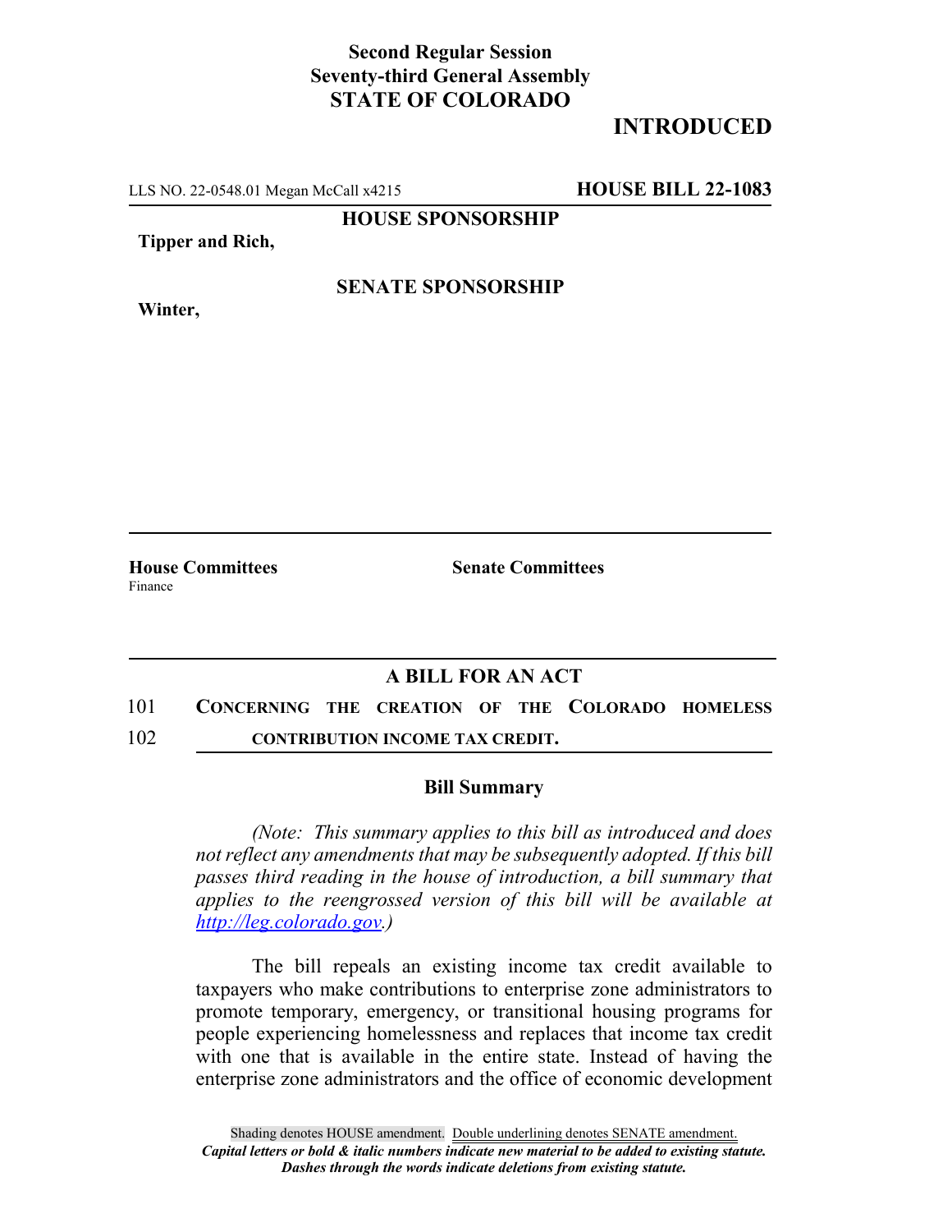**Second Regular Session**
**Seventy-third General Assembly**
**STATE OF COLORADO**

# INTRODUCED

LLS NO. 22-0548.01 Megan McCall x4215 **HOUSE BILL 22-1083**

**HOUSE SPONSORSHIP**

**Tipper and Rich,**

**SENATE SPONSORSHIP**

**Winter,**

**House Committees**
Finance

**Senate Committees**

## A BILL FOR AN ACT

101 **CONCERNING THE CREATION OF THE COLORADO HOMELESS**
102 **CONTRIBUTION INCOME TAX CREDIT.**

### Bill Summary

*(Note: This summary applies to this bill as introduced and does not reflect any amendments that may be subsequently adopted. If this bill passes third reading in the house of introduction, a bill summary that applies to the reengrossed version of this bill will be available at http://leg.colorado.gov.)*

The bill repeals an existing income tax credit available to taxpayers who make contributions to enterprise zone administrators to promote temporary, emergency, or transitional housing programs for people experiencing homelessness and replaces that income tax credit with one that is available in the entire state. Instead of having the enterprise zone administrators and the office of economic development

Shading denotes HOUSE amendment. Double underlining denotes SENATE amendment.
*Capital letters or bold & italic numbers indicate new material to be added to existing statute.*
*Dashes through the words indicate deletions from existing statute.*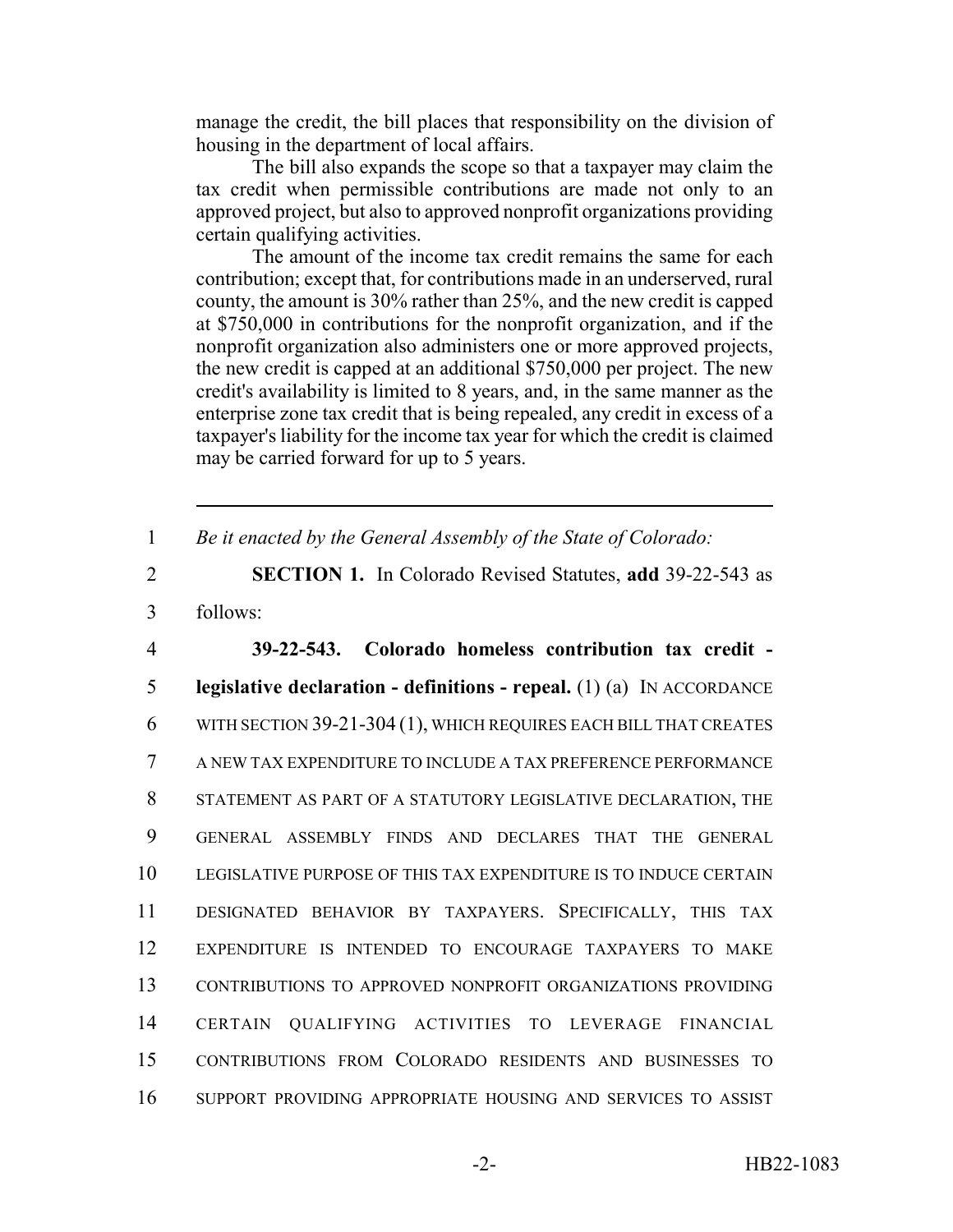manage the credit, the bill places that responsibility on the division of housing in the department of local affairs.

The bill also expands the scope so that a taxpayer may claim the tax credit when permissible contributions are made not only to an approved project, but also to approved nonprofit organizations providing certain qualifying activities.

The amount of the income tax credit remains the same for each contribution; except that, for contributions made in an underserved, rural county, the amount is 30% rather than 25%, and the new credit is capped at $750,000 in contributions for the nonprofit organization, and if the nonprofit organization also administers one or more approved projects, the new credit is capped at an additional $750,000 per project. The new credit's availability is limited to 8 years, and, in the same manner as the enterprise zone tax credit that is being repealed, any credit in excess of a taxpayer's liability for the income tax year for which the credit is claimed may be carried forward for up to 5 years.

---

1 *Be it enacted by the General Assembly of the State of Colorado:*

2 **SECTION 1.** In Colorado Revised Statutes, **add** 39-22-543 as
3 follows:

4 **39-22-543. Colorado homeless contribution tax credit -**
5 **legislative declaration - definitions - repeal.** (1) (a) IN ACCORDANCE
6 WITH SECTION 39-21-304 (1), WHICH REQUIRES EACH BILL THAT CREATES
7 A NEW TAX EXPENDITURE TO INCLUDE A TAX PREFERENCE PERFORMANCE
8 STATEMENT AS PART OF A STATUTORY LEGISLATIVE DECLARATION, THE
9 GENERAL ASSEMBLY FINDS AND DECLARES THAT THE GENERAL
10 LEGISLATIVE PURPOSE OF THIS TAX EXPENDITURE IS TO INDUCE CERTAIN
11 DESIGNATED BEHAVIOR BY TAXPAYERS. SPECIFICALLY, THIS TAX
12 EXPENDITURE IS INTENDED TO ENCOURAGE TAXPAYERS TO MAKE
13 CONTRIBUTIONS TO APPROVED NONPROFIT ORGANIZATIONS PROVIDING
14 CERTAIN QUALIFYING ACTIVITIES TO LEVERAGE FINANCIAL
15 CONTRIBUTIONS FROM COLORADO RESIDENTS AND BUSINESSES TO
16 SUPPORT PROVIDING APPROPRIATE HOUSING AND SERVICES TO ASSIST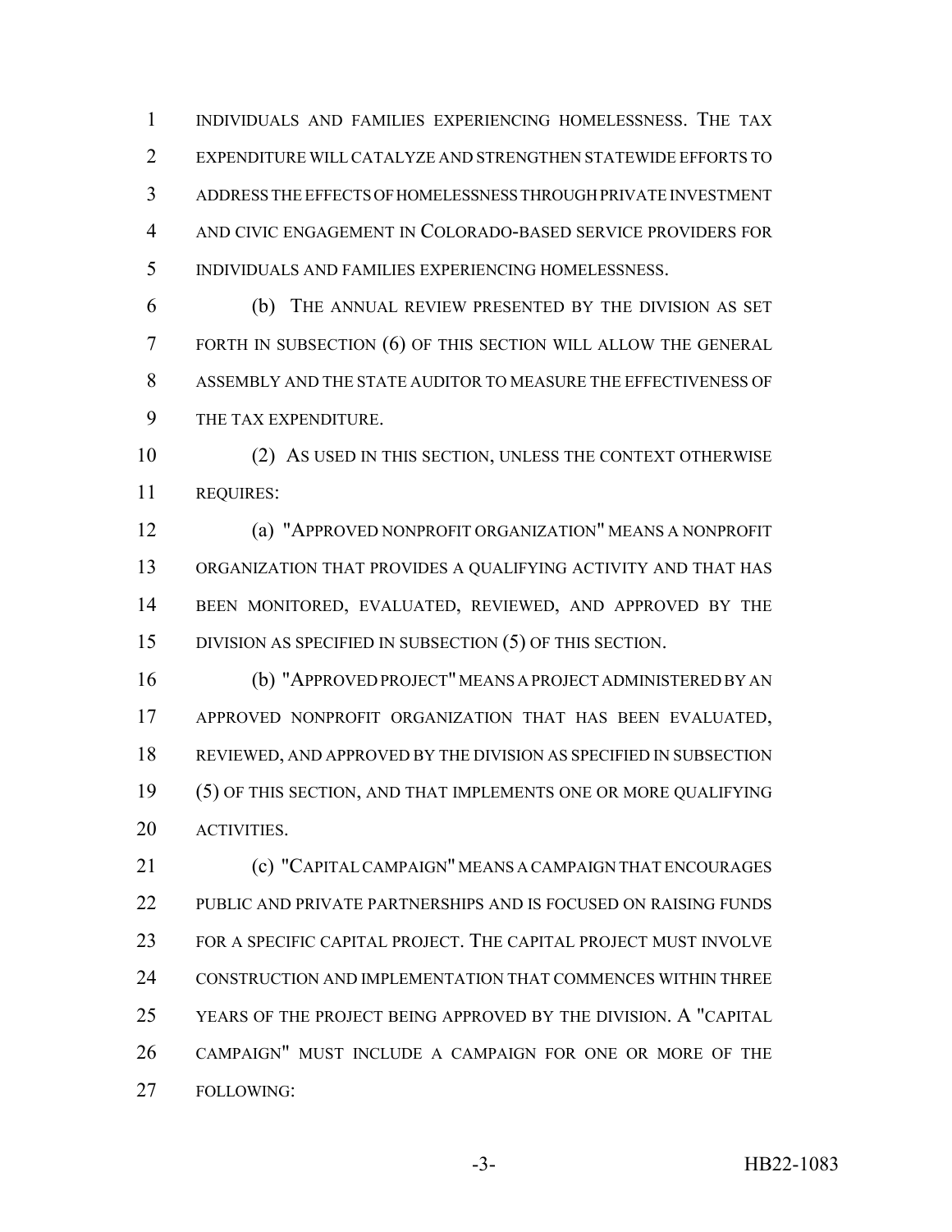INDIVIDUALS AND FAMILIES EXPERIENCING HOMELESSNESS. THE TAX EXPENDITURE WILL CATALYZE AND STRENGTHEN STATEWIDE EFFORTS TO ADDRESS THE EFFECTS OF HOMELESSNESS THROUGH PRIVATE INVESTMENT AND CIVIC ENGAGEMENT IN COLORADO-BASED SERVICE PROVIDERS FOR INDIVIDUALS AND FAMILIES EXPERIENCING HOMELESSNESS.

(b) THE ANNUAL REVIEW PRESENTED BY THE DIVISION AS SET FORTH IN SUBSECTION (6) OF THIS SECTION WILL ALLOW THE GENERAL ASSEMBLY AND THE STATE AUDITOR TO MEASURE THE EFFECTIVENESS OF THE TAX EXPENDITURE.

(2) AS USED IN THIS SECTION, UNLESS THE CONTEXT OTHERWISE REQUIRES:

(a) "APPROVED NONPROFIT ORGANIZATION" MEANS A NONPROFIT ORGANIZATION THAT PROVIDES A QUALIFYING ACTIVITY AND THAT HAS BEEN MONITORED, EVALUATED, REVIEWED, AND APPROVED BY THE DIVISION AS SPECIFIED IN SUBSECTION (5) OF THIS SECTION.

(b) "APPROVED PROJECT" MEANS A PROJECT ADMINISTERED BY AN APPROVED NONPROFIT ORGANIZATION THAT HAS BEEN EVALUATED, REVIEWED, AND APPROVED BY THE DIVISION AS SPECIFIED IN SUBSECTION (5) OF THIS SECTION, AND THAT IMPLEMENTS ONE OR MORE QUALIFYING ACTIVITIES.

(c) "CAPITAL CAMPAIGN" MEANS A CAMPAIGN THAT ENCOURAGES PUBLIC AND PRIVATE PARTNERSHIPS AND IS FOCUSED ON RAISING FUNDS FOR A SPECIFIC CAPITAL PROJECT. THE CAPITAL PROJECT MUST INVOLVE CONSTRUCTION AND IMPLEMENTATION THAT COMMENCES WITHIN THREE YEARS OF THE PROJECT BEING APPROVED BY THE DIVISION. A "CAPITAL CAMPAIGN" MUST INCLUDE A CAMPAIGN FOR ONE OR MORE OF THE FOLLOWING: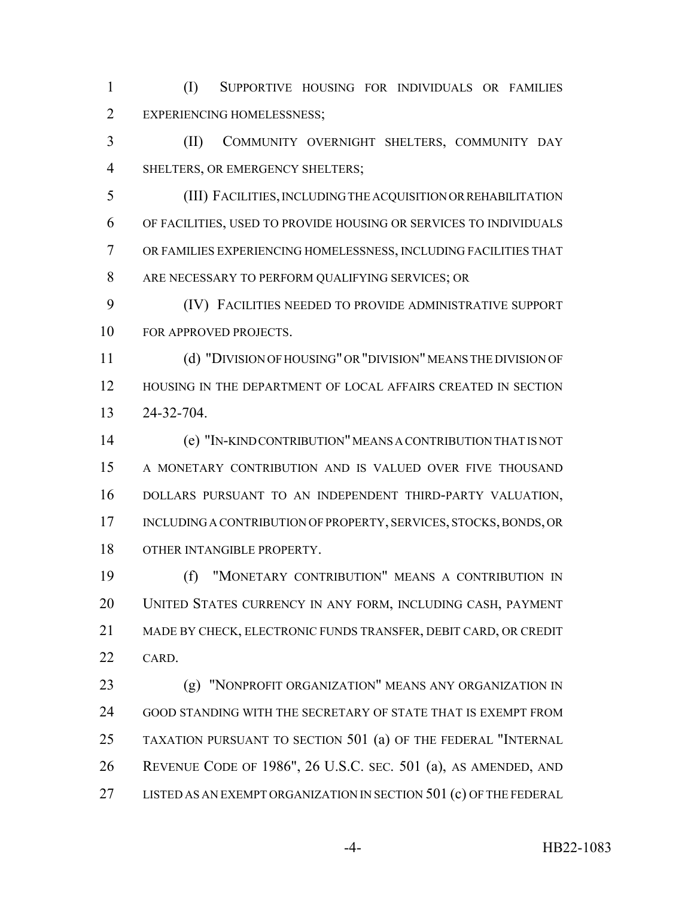(I) SUPPORTIVE HOUSING FOR INDIVIDUALS OR FAMILIES EXPERIENCING HOMELESSNESS;

(II) COMMUNITY OVERNIGHT SHELTERS, COMMUNITY DAY SHELTERS, OR EMERGENCY SHELTERS;

(III) FACILITIES, INCLUDING THE ACQUISITION OR REHABILITATION OF FACILITIES, USED TO PROVIDE HOUSING OR SERVICES TO INDIVIDUALS OR FAMILIES EXPERIENCING HOMELESSNESS, INCLUDING FACILITIES THAT ARE NECESSARY TO PERFORM QUALIFYING SERVICES; OR

(IV) FACILITIES NEEDED TO PROVIDE ADMINISTRATIVE SUPPORT FOR APPROVED PROJECTS.

(d) "DIVISION OF HOUSING" OR "DIVISION" MEANS THE DIVISION OF HOUSING IN THE DEPARTMENT OF LOCAL AFFAIRS CREATED IN SECTION 24-32-704.

(e) "IN-KIND CONTRIBUTION" MEANS A CONTRIBUTION THAT IS NOT A MONETARY CONTRIBUTION AND IS VALUED OVER FIVE THOUSAND DOLLARS PURSUANT TO AN INDEPENDENT THIRD-PARTY VALUATION, INCLUDING A CONTRIBUTION OF PROPERTY, SERVICES, STOCKS, BONDS, OR OTHER INTANGIBLE PROPERTY.

(f) "MONETARY CONTRIBUTION" MEANS A CONTRIBUTION IN UNITED STATES CURRENCY IN ANY FORM, INCLUDING CASH, PAYMENT MADE BY CHECK, ELECTRONIC FUNDS TRANSFER, DEBIT CARD, OR CREDIT CARD.

(g) "NONPROFIT ORGANIZATION" MEANS ANY ORGANIZATION IN GOOD STANDING WITH THE SECRETARY OF STATE THAT IS EXEMPT FROM TAXATION PURSUANT TO SECTION 501 (a) OF THE FEDERAL "INTERNAL REVENUE CODE OF 1986", 26 U.S.C. SEC. 501 (a), AS AMENDED, AND LISTED AS AN EXEMPT ORGANIZATION IN SECTION 501 (c) OF THE FEDERAL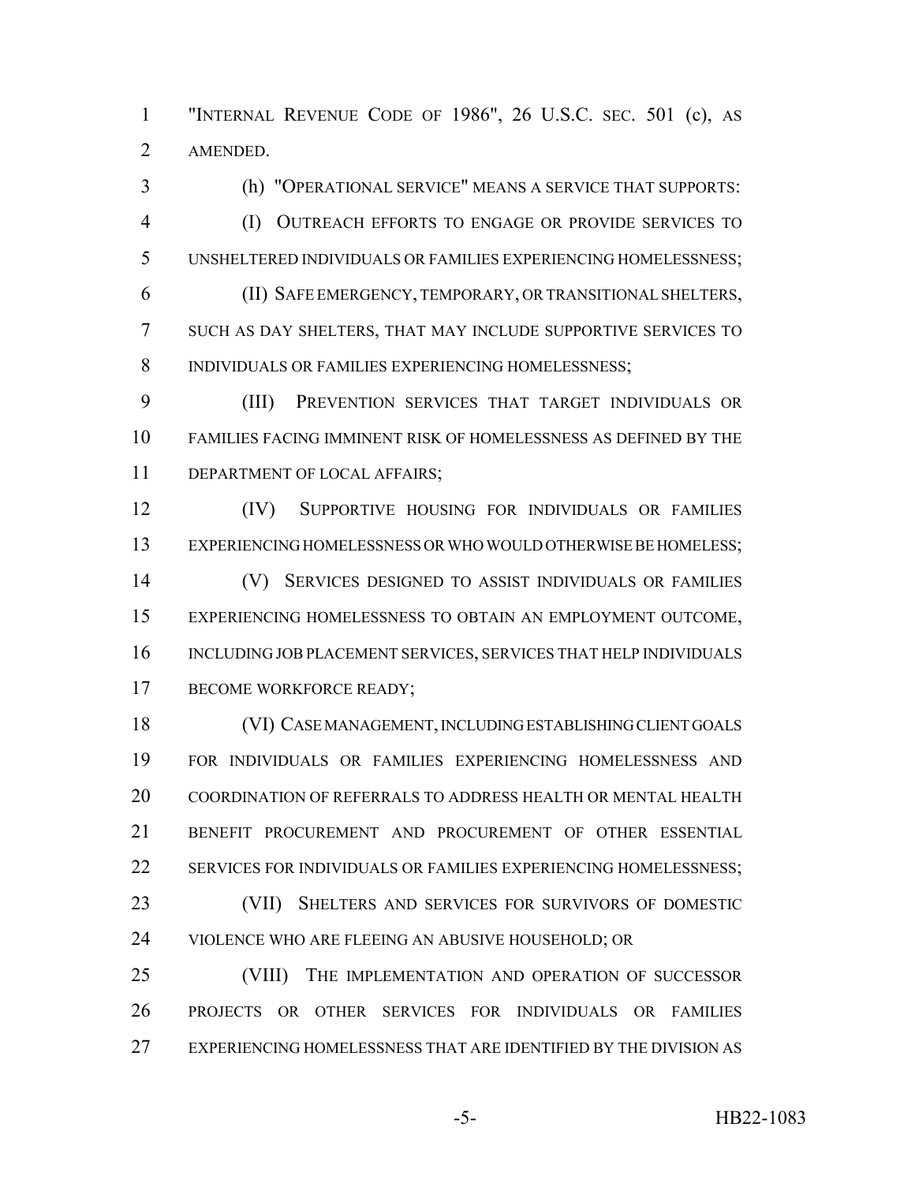"INTERNAL REVENUE CODE OF 1986", 26 U.S.C. SEC. 501 (c), AS AMENDED.

(h) "OPERATIONAL SERVICE" MEANS A SERVICE THAT SUPPORTS:

(I) OUTREACH EFFORTS TO ENGAGE OR PROVIDE SERVICES TO UNSHELTERED INDIVIDUALS OR FAMILIES EXPERIENCING HOMELESSNESS;

(II) SAFE EMERGENCY, TEMPORARY, OR TRANSITIONAL SHELTERS, SUCH AS DAY SHELTERS, THAT MAY INCLUDE SUPPORTIVE SERVICES TO INDIVIDUALS OR FAMILIES EXPERIENCING HOMELESSNESS;

(III) PREVENTION SERVICES THAT TARGET INDIVIDUALS OR FAMILIES FACING IMMINENT RISK OF HOMELESSNESS AS DEFINED BY THE DEPARTMENT OF LOCAL AFFAIRS;

(IV) SUPPORTIVE HOUSING FOR INDIVIDUALS OR FAMILIES EXPERIENCING HOMELESSNESS OR WHO WOULD OTHERWISE BE HOMELESS;

(V) SERVICES DESIGNED TO ASSIST INDIVIDUALS OR FAMILIES EXPERIENCING HOMELESSNESS TO OBTAIN AN EMPLOYMENT OUTCOME, INCLUDING JOB PLACEMENT SERVICES, SERVICES THAT HELP INDIVIDUALS BECOME WORKFORCE READY;

(VI) CASE MANAGEMENT, INCLUDING ESTABLISHING CLIENT GOALS FOR INDIVIDUALS OR FAMILIES EXPERIENCING HOMELESSNESS AND COORDINATION OF REFERRALS TO ADDRESS HEALTH OR MENTAL HEALTH BENEFIT PROCUREMENT AND PROCUREMENT OF OTHER ESSENTIAL SERVICES FOR INDIVIDUALS OR FAMILIES EXPERIENCING HOMELESSNESS;

(VII) SHELTERS AND SERVICES FOR SURVIVORS OF DOMESTIC VIOLENCE WHO ARE FLEEING AN ABUSIVE HOUSEHOLD; OR

(VIII) THE IMPLEMENTATION AND OPERATION OF SUCCESSOR PROJECTS OR OTHER SERVICES FOR INDIVIDUALS OR FAMILIES EXPERIENCING HOMELESSNESS THAT ARE IDENTIFIED BY THE DIVISION AS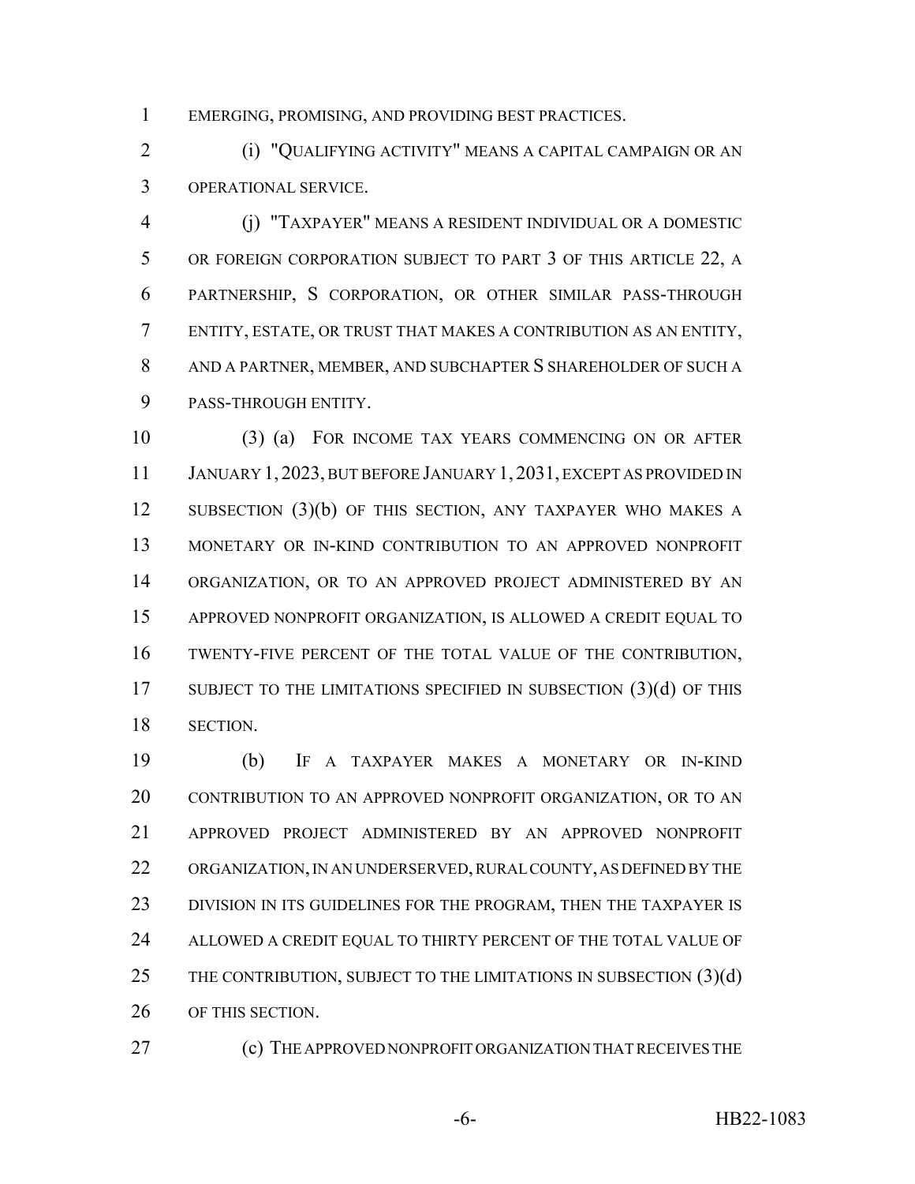EMERGING, PROMISING, AND PROVIDING BEST PRACTICES.

(i) "QUALIFYING ACTIVITY" MEANS A CAPITAL CAMPAIGN OR AN OPERATIONAL SERVICE.

(j) "TAXPAYER" MEANS A RESIDENT INDIVIDUAL OR A DOMESTIC OR FOREIGN CORPORATION SUBJECT TO PART 3 OF THIS ARTICLE 22, A PARTNERSHIP, S CORPORATION, OR OTHER SIMILAR PASS-THROUGH ENTITY, ESTATE, OR TRUST THAT MAKES A CONTRIBUTION AS AN ENTITY, AND A PARTNER, MEMBER, AND SUBCHAPTER S SHAREHOLDER OF SUCH A PASS-THROUGH ENTITY.

(3) (a) FOR INCOME TAX YEARS COMMENCING ON OR AFTER JANUARY 1, 2023, BUT BEFORE JANUARY 1, 2031, EXCEPT AS PROVIDED IN SUBSECTION (3)(b) OF THIS SECTION, ANY TAXPAYER WHO MAKES A MONETARY OR IN-KIND CONTRIBUTION TO AN APPROVED NONPROFIT ORGANIZATION, OR TO AN APPROVED PROJECT ADMINISTERED BY AN APPROVED NONPROFIT ORGANIZATION, IS ALLOWED A CREDIT EQUAL TO TWENTY-FIVE PERCENT OF THE TOTAL VALUE OF THE CONTRIBUTION, SUBJECT TO THE LIMITATIONS SPECIFIED IN SUBSECTION (3)(d) OF THIS SECTION.

(b) IF A TAXPAYER MAKES A MONETARY OR IN-KIND CONTRIBUTION TO AN APPROVED NONPROFIT ORGANIZATION, OR TO AN APPROVED PROJECT ADMINISTERED BY AN APPROVED NONPROFIT ORGANIZATION, IN AN UNDERSERVED, RURAL COUNTY, AS DEFINED BY THE DIVISION IN ITS GUIDELINES FOR THE PROGRAM, THEN THE TAXPAYER IS ALLOWED A CREDIT EQUAL TO THIRTY PERCENT OF THE TOTAL VALUE OF THE CONTRIBUTION, SUBJECT TO THE LIMITATIONS IN SUBSECTION (3)(d) OF THIS SECTION.

(c) THE APPROVED NONPROFIT ORGANIZATION THAT RECEIVES THE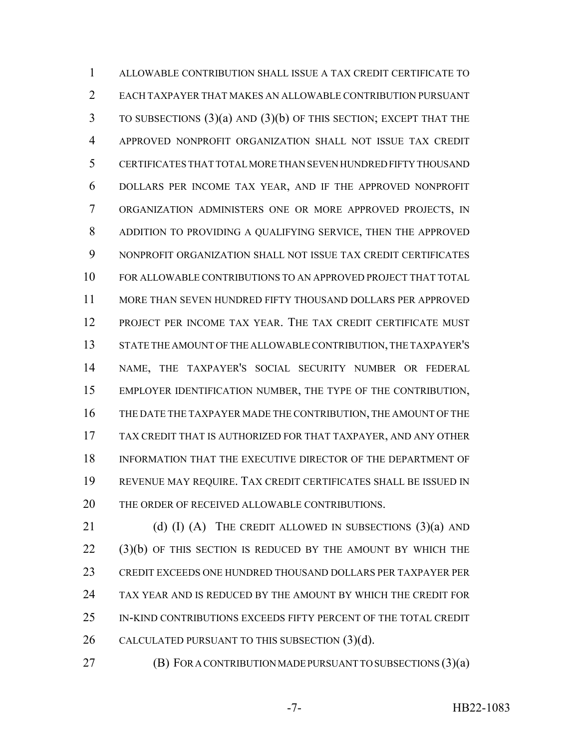ALLOWABLE CONTRIBUTION SHALL ISSUE A TAX CREDIT CERTIFICATE TO EACH TAXPAYER THAT MAKES AN ALLOWABLE CONTRIBUTION PURSUANT TO SUBSECTIONS (3)(a) AND (3)(b) OF THIS SECTION; EXCEPT THAT THE APPROVED NONPROFIT ORGANIZATION SHALL NOT ISSUE TAX CREDIT CERTIFICATES THAT TOTAL MORE THAN SEVEN HUNDRED FIFTY THOUSAND DOLLARS PER INCOME TAX YEAR, AND IF THE APPROVED NONPROFIT ORGANIZATION ADMINISTERS ONE OR MORE APPROVED PROJECTS, IN ADDITION TO PROVIDING A QUALIFYING SERVICE, THEN THE APPROVED NONPROFIT ORGANIZATION SHALL NOT ISSUE TAX CREDIT CERTIFICATES FOR ALLOWABLE CONTRIBUTIONS TO AN APPROVED PROJECT THAT TOTAL MORE THAN SEVEN HUNDRED FIFTY THOUSAND DOLLARS PER APPROVED PROJECT PER INCOME TAX YEAR. THE TAX CREDIT CERTIFICATE MUST STATE THE AMOUNT OF THE ALLOWABLE CONTRIBUTION, THE TAXPAYER'S NAME, THE TAXPAYER'S SOCIAL SECURITY NUMBER OR FEDERAL EMPLOYER IDENTIFICATION NUMBER, THE TYPE OF THE CONTRIBUTION, THE DATE THE TAXPAYER MADE THE CONTRIBUTION, THE AMOUNT OF THE TAX CREDIT THAT IS AUTHORIZED FOR THAT TAXPAYER, AND ANY OTHER INFORMATION THAT THE EXECUTIVE DIRECTOR OF THE DEPARTMENT OF REVENUE MAY REQUIRE. TAX CREDIT CERTIFICATES SHALL BE ISSUED IN THE ORDER OF RECEIVED ALLOWABLE CONTRIBUTIONS.

(d) (I) (A) THE CREDIT ALLOWED IN SUBSECTIONS (3)(a) AND (3)(b) OF THIS SECTION IS REDUCED BY THE AMOUNT BY WHICH THE CREDIT EXCEEDS ONE HUNDRED THOUSAND DOLLARS PER TAXPAYER PER TAX YEAR AND IS REDUCED BY THE AMOUNT BY WHICH THE CREDIT FOR IN-KIND CONTRIBUTIONS EXCEEDS FIFTY PERCENT OF THE TOTAL CREDIT CALCULATED PURSUANT TO THIS SUBSECTION (3)(d).

(B) FOR A CONTRIBUTION MADE PURSUANT TO SUBSECTIONS (3)(a)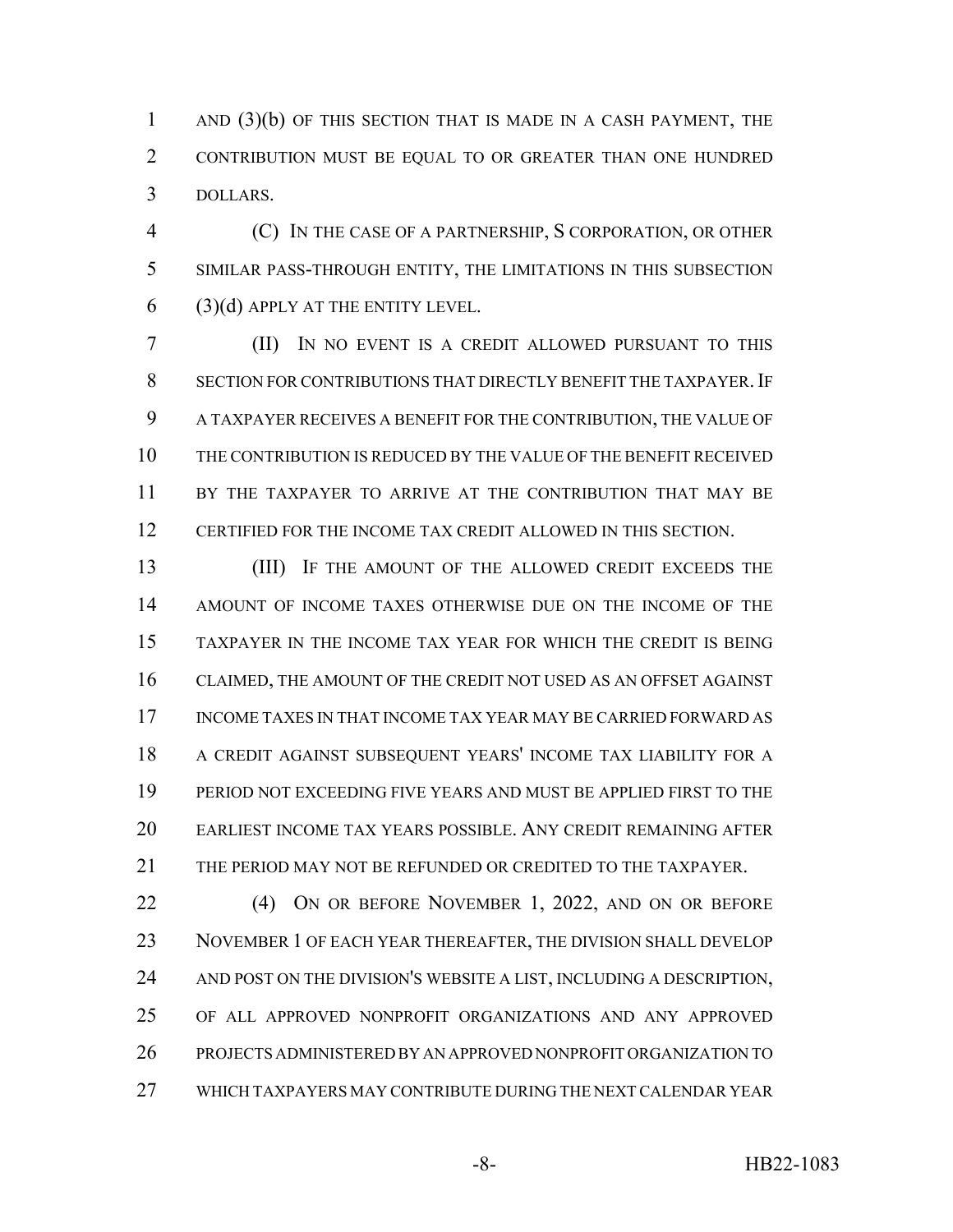AND (3)(b) OF THIS SECTION THAT IS MADE IN A CASH PAYMENT, THE CONTRIBUTION MUST BE EQUAL TO OR GREATER THAN ONE HUNDRED DOLLARS.

(C) IN THE CASE OF A PARTNERSHIP, S CORPORATION, OR OTHER SIMILAR PASS-THROUGH ENTITY, THE LIMITATIONS IN THIS SUBSECTION (3)(d) APPLY AT THE ENTITY LEVEL.

(II) IN NO EVENT IS A CREDIT ALLOWED PURSUANT TO THIS SECTION FOR CONTRIBUTIONS THAT DIRECTLY BENEFIT THE TAXPAYER. IF A TAXPAYER RECEIVES A BENEFIT FOR THE CONTRIBUTION, THE VALUE OF THE CONTRIBUTION IS REDUCED BY THE VALUE OF THE BENEFIT RECEIVED BY THE TAXPAYER TO ARRIVE AT THE CONTRIBUTION THAT MAY BE CERTIFIED FOR THE INCOME TAX CREDIT ALLOWED IN THIS SECTION.

(III) IF THE AMOUNT OF THE ALLOWED CREDIT EXCEEDS THE AMOUNT OF INCOME TAXES OTHERWISE DUE ON THE INCOME OF THE TAXPAYER IN THE INCOME TAX YEAR FOR WHICH THE CREDIT IS BEING CLAIMED, THE AMOUNT OF THE CREDIT NOT USED AS AN OFFSET AGAINST INCOME TAXES IN THAT INCOME TAX YEAR MAY BE CARRIED FORWARD AS A CREDIT AGAINST SUBSEQUENT YEARS' INCOME TAX LIABILITY FOR A PERIOD NOT EXCEEDING FIVE YEARS AND MUST BE APPLIED FIRST TO THE EARLIEST INCOME TAX YEARS POSSIBLE. ANY CREDIT REMAINING AFTER THE PERIOD MAY NOT BE REFUNDED OR CREDITED TO THE TAXPAYER.

(4) ON OR BEFORE NOVEMBER 1, 2022, AND ON OR BEFORE NOVEMBER 1 OF EACH YEAR THEREAFTER, THE DIVISION SHALL DEVELOP AND POST ON THE DIVISION'S WEBSITE A LIST, INCLUDING A DESCRIPTION, OF ALL APPROVED NONPROFIT ORGANIZATIONS AND ANY APPROVED PROJECTS ADMINISTERED BY AN APPROVED NONPROFIT ORGANIZATION TO WHICH TAXPAYERS MAY CONTRIBUTE DURING THE NEXT CALENDAR YEAR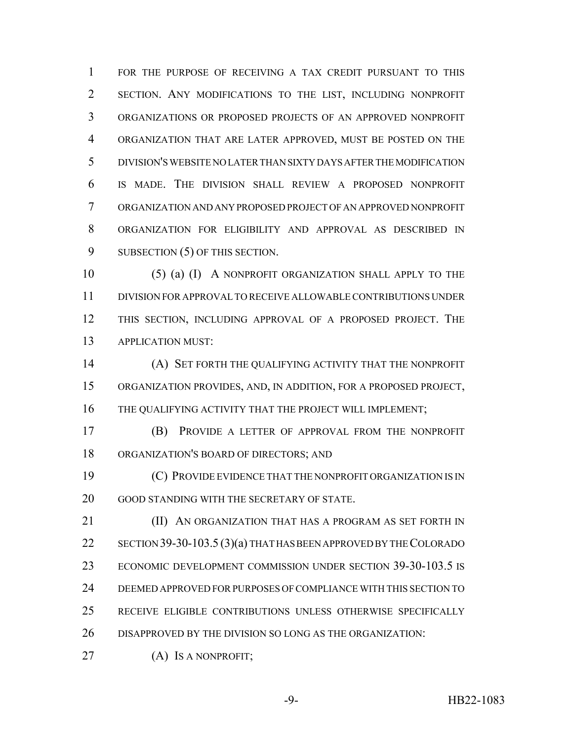FOR THE PURPOSE OF RECEIVING A TAX CREDIT PURSUANT TO THIS SECTION. ANY MODIFICATIONS TO THE LIST, INCLUDING NONPROFIT ORGANIZATIONS OR PROPOSED PROJECTS OF AN APPROVED NONPROFIT ORGANIZATION THAT ARE LATER APPROVED, MUST BE POSTED ON THE DIVISION'S WEBSITE NO LATER THAN SIXTY DAYS AFTER THE MODIFICATION IS MADE. THE DIVISION SHALL REVIEW A PROPOSED NONPROFIT ORGANIZATION AND ANY PROPOSED PROJECT OF AN APPROVED NONPROFIT ORGANIZATION FOR ELIGIBILITY AND APPROVAL AS DESCRIBED IN SUBSECTION (5) OF THIS SECTION.

(5) (a) (I) A NONPROFIT ORGANIZATION SHALL APPLY TO THE DIVISION FOR APPROVAL TO RECEIVE ALLOWABLE CONTRIBUTIONS UNDER THIS SECTION, INCLUDING APPROVAL OF A PROPOSED PROJECT. THE APPLICATION MUST:

(A) SET FORTH THE QUALIFYING ACTIVITY THAT THE NONPROFIT ORGANIZATION PROVIDES, AND, IN ADDITION, FOR A PROPOSED PROJECT, THE QUALIFYING ACTIVITY THAT THE PROJECT WILL IMPLEMENT;

(B) PROVIDE A LETTER OF APPROVAL FROM THE NONPROFIT ORGANIZATION'S BOARD OF DIRECTORS; AND

(C) PROVIDE EVIDENCE THAT THE NONPROFIT ORGANIZATION IS IN GOOD STANDING WITH THE SECRETARY OF STATE.

(II) AN ORGANIZATION THAT HAS A PROGRAM AS SET FORTH IN SECTION 39-30-103.5 (3)(a) THAT HAS BEEN APPROVED BY THE COLORADO ECONOMIC DEVELOPMENT COMMISSION UNDER SECTION 39-30-103.5 IS DEEMED APPROVED FOR PURPOSES OF COMPLIANCE WITH THIS SECTION TO RECEIVE ELIGIBLE CONTRIBUTIONS UNLESS OTHERWISE SPECIFICALLY DISAPPROVED BY THE DIVISION SO LONG AS THE ORGANIZATION:

(A) IS A NONPROFIT;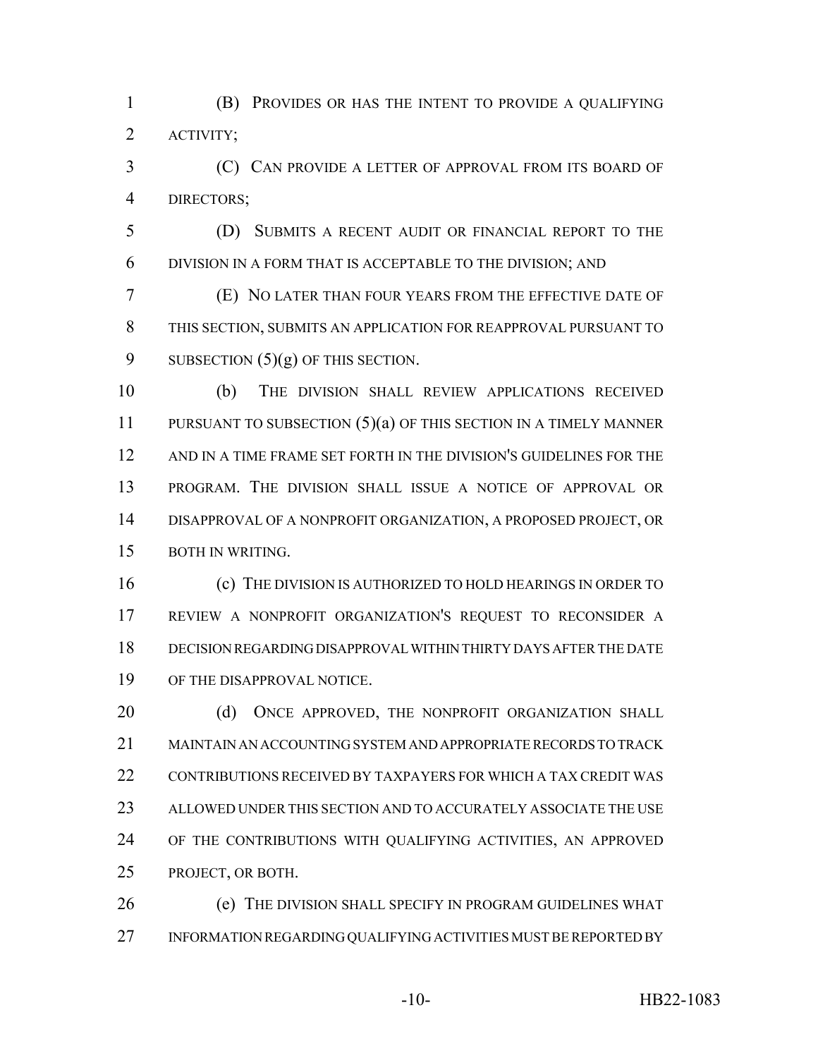(B) PROVIDES OR HAS THE INTENT TO PROVIDE A QUALIFYING ACTIVITY;

(C) CAN PROVIDE A LETTER OF APPROVAL FROM ITS BOARD OF DIRECTORS;

(D) SUBMITS A RECENT AUDIT OR FINANCIAL REPORT TO THE DIVISION IN A FORM THAT IS ACCEPTABLE TO THE DIVISION; AND

(E) NO LATER THAN FOUR YEARS FROM THE EFFECTIVE DATE OF THIS SECTION, SUBMITS AN APPLICATION FOR REAPPROVAL PURSUANT TO SUBSECTION (5)(g) OF THIS SECTION.

(b) THE DIVISION SHALL REVIEW APPLICATIONS RECEIVED PURSUANT TO SUBSECTION (5)(a) OF THIS SECTION IN A TIMELY MANNER AND IN A TIME FRAME SET FORTH IN THE DIVISION'S GUIDELINES FOR THE PROGRAM. THE DIVISION SHALL ISSUE A NOTICE OF APPROVAL OR DISAPPROVAL OF A NONPROFIT ORGANIZATION, A PROPOSED PROJECT, OR BOTH IN WRITING.

(c) THE DIVISION IS AUTHORIZED TO HOLD HEARINGS IN ORDER TO REVIEW A NONPROFIT ORGANIZATION'S REQUEST TO RECONSIDER A DECISION REGARDING DISAPPROVAL WITHIN THIRTY DAYS AFTER THE DATE OF THE DISAPPROVAL NOTICE.

(d) ONCE APPROVED, THE NONPROFIT ORGANIZATION SHALL MAINTAIN AN ACCOUNTING SYSTEM AND APPROPRIATE RECORDS TO TRACK CONTRIBUTIONS RECEIVED BY TAXPAYERS FOR WHICH A TAX CREDIT WAS ALLOWED UNDER THIS SECTION AND TO ACCURATELY ASSOCIATE THE USE OF THE CONTRIBUTIONS WITH QUALIFYING ACTIVITIES, AN APPROVED PROJECT, OR BOTH.

(e) THE DIVISION SHALL SPECIFY IN PROGRAM GUIDELINES WHAT INFORMATION REGARDING QUALIFYING ACTIVITIES MUST BE REPORTED BY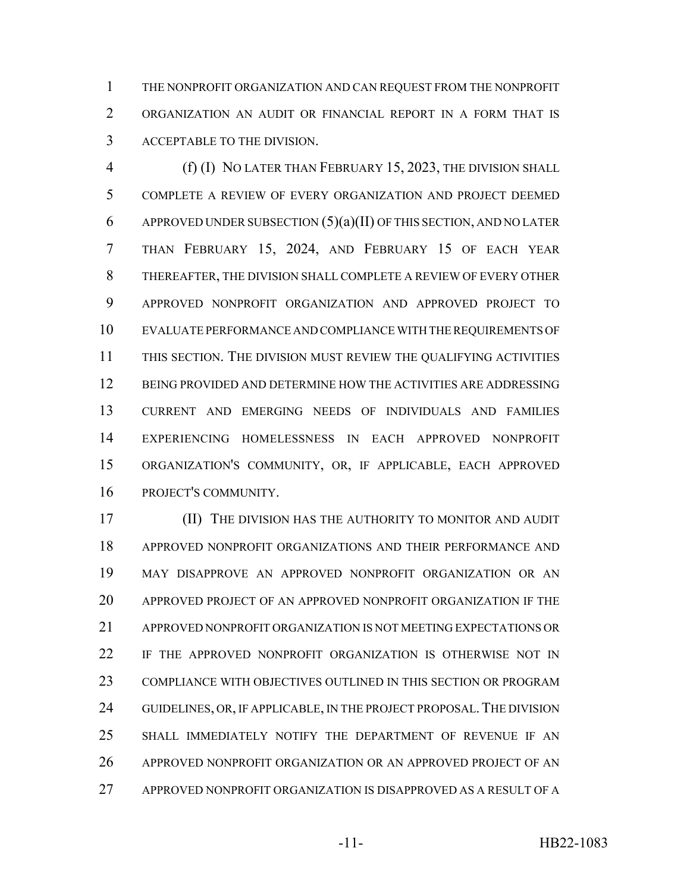THE NONPROFIT ORGANIZATION AND CAN REQUEST FROM THE NONPROFIT ORGANIZATION AN AUDIT OR FINANCIAL REPORT IN A FORM THAT IS ACCEPTABLE TO THE DIVISION.

(f) (I) NO LATER THAN FEBRUARY 15, 2023, THE DIVISION SHALL COMPLETE A REVIEW OF EVERY ORGANIZATION AND PROJECT DEEMED APPROVED UNDER SUBSECTION (5)(a)(II) OF THIS SECTION, AND NO LATER THAN FEBRUARY 15, 2024, AND FEBRUARY 15 OF EACH YEAR THEREAFTER, THE DIVISION SHALL COMPLETE A REVIEW OF EVERY OTHER APPROVED NONPROFIT ORGANIZATION AND APPROVED PROJECT TO EVALUATE PERFORMANCE AND COMPLIANCE WITH THE REQUIREMENTS OF THIS SECTION. THE DIVISION MUST REVIEW THE QUALIFYING ACTIVITIES BEING PROVIDED AND DETERMINE HOW THE ACTIVITIES ARE ADDRESSING CURRENT AND EMERGING NEEDS OF INDIVIDUALS AND FAMILIES EXPERIENCING HOMELESSNESS IN EACH APPROVED NONPROFIT ORGANIZATION'S COMMUNITY, OR, IF APPLICABLE, EACH APPROVED PROJECT'S COMMUNITY.

(II) THE DIVISION HAS THE AUTHORITY TO MONITOR AND AUDIT APPROVED NONPROFIT ORGANIZATIONS AND THEIR PERFORMANCE AND MAY DISAPPROVE AN APPROVED NONPROFIT ORGANIZATION OR AN APPROVED PROJECT OF AN APPROVED NONPROFIT ORGANIZATION IF THE APPROVED NONPROFIT ORGANIZATION IS NOT MEETING EXPECTATIONS OR IF THE APPROVED NONPROFIT ORGANIZATION IS OTHERWISE NOT IN COMPLIANCE WITH OBJECTIVES OUTLINED IN THIS SECTION OR PROGRAM GUIDELINES, OR, IF APPLICABLE, IN THE PROJECT PROPOSAL. THE DIVISION SHALL IMMEDIATELY NOTIFY THE DEPARTMENT OF REVENUE IF AN APPROVED NONPROFIT ORGANIZATION OR AN APPROVED PROJECT OF AN APPROVED NONPROFIT ORGANIZATION IS DISAPPROVED AS A RESULT OF A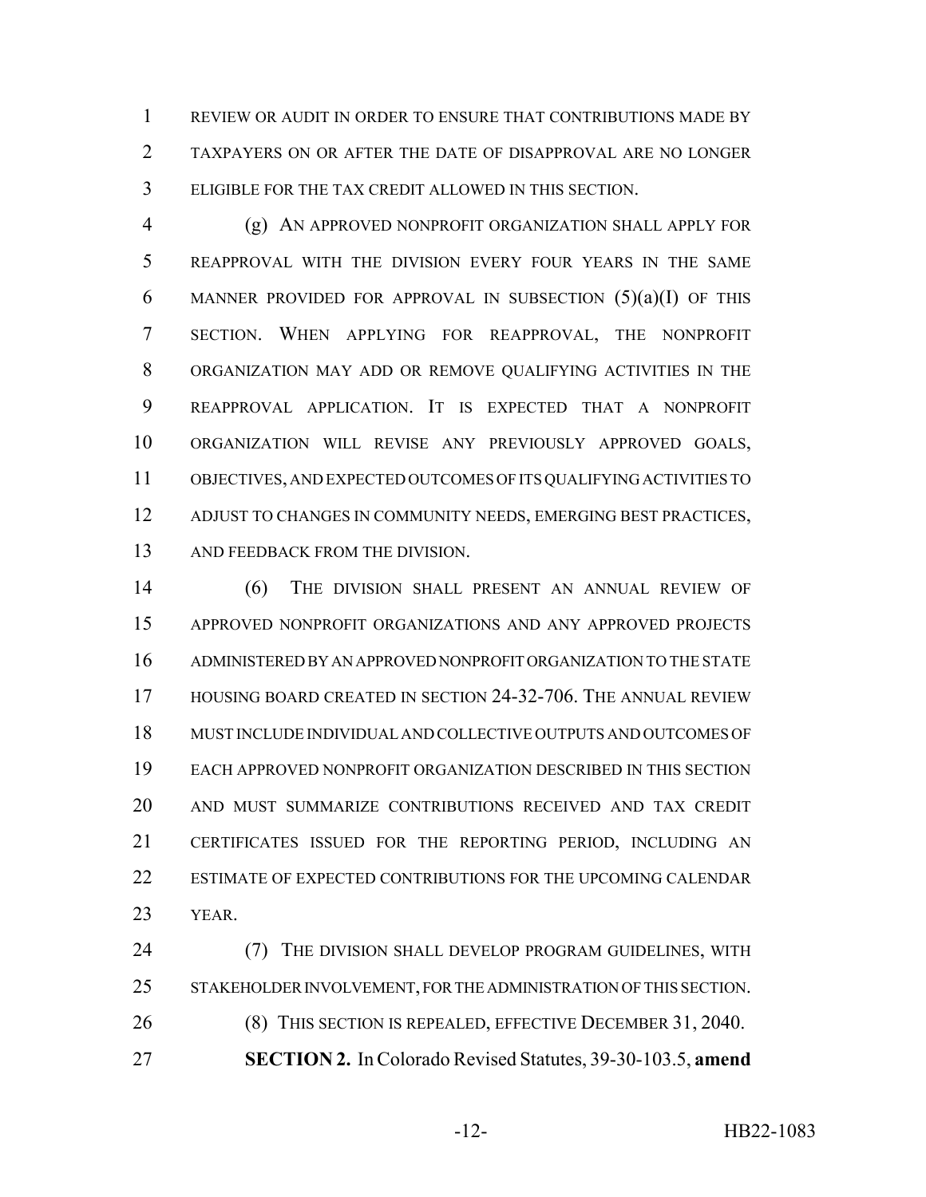REVIEW OR AUDIT IN ORDER TO ENSURE THAT CONTRIBUTIONS MADE BY TAXPAYERS ON OR AFTER THE DATE OF DISAPPROVAL ARE NO LONGER ELIGIBLE FOR THE TAX CREDIT ALLOWED IN THIS SECTION.

(g) AN APPROVED NONPROFIT ORGANIZATION SHALL APPLY FOR REAPPROVAL WITH THE DIVISION EVERY FOUR YEARS IN THE SAME MANNER PROVIDED FOR APPROVAL IN SUBSECTION (5)(a)(I) OF THIS SECTION. WHEN APPLYING FOR REAPPROVAL, THE NONPROFIT ORGANIZATION MAY ADD OR REMOVE QUALIFYING ACTIVITIES IN THE REAPPROVAL APPLICATION. IT IS EXPECTED THAT A NONPROFIT ORGANIZATION WILL REVISE ANY PREVIOUSLY APPROVED GOALS, OBJECTIVES, AND EXPECTED OUTCOMES OF ITS QUALIFYING ACTIVITIES TO ADJUST TO CHANGES IN COMMUNITY NEEDS, EMERGING BEST PRACTICES, AND FEEDBACK FROM THE DIVISION.

(6) THE DIVISION SHALL PRESENT AN ANNUAL REVIEW OF APPROVED NONPROFIT ORGANIZATIONS AND ANY APPROVED PROJECTS ADMINISTERED BY AN APPROVED NONPROFIT ORGANIZATION TO THE STATE HOUSING BOARD CREATED IN SECTION 24-32-706. THE ANNUAL REVIEW MUST INCLUDE INDIVIDUAL AND COLLECTIVE OUTPUTS AND OUTCOMES OF EACH APPROVED NONPROFIT ORGANIZATION DESCRIBED IN THIS SECTION AND MUST SUMMARIZE CONTRIBUTIONS RECEIVED AND TAX CREDIT CERTIFICATES ISSUED FOR THE REPORTING PERIOD, INCLUDING AN ESTIMATE OF EXPECTED CONTRIBUTIONS FOR THE UPCOMING CALENDAR YEAR.

(7) THE DIVISION SHALL DEVELOP PROGRAM GUIDELINES, WITH STAKEHOLDER INVOLVEMENT, FOR THE ADMINISTRATION OF THIS SECTION.

(8) THIS SECTION IS REPEALED, EFFECTIVE DECEMBER 31, 2040.

**SECTION 2.** In Colorado Revised Statutes, 39-30-103.5, **amend**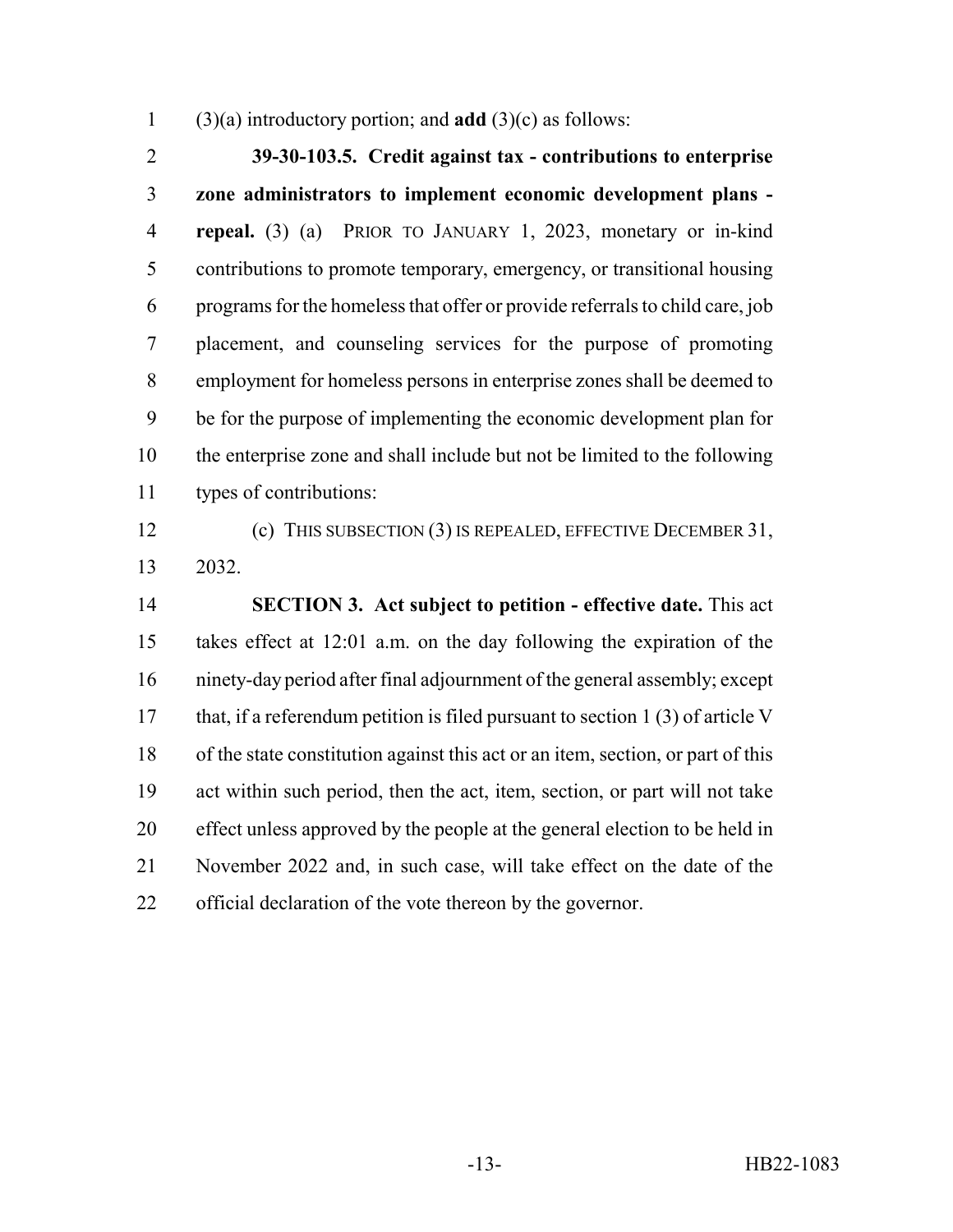(3)(a) introductory portion; and **add** (3)(c) as follows:

**39-30-103.5. Credit against tax - contributions to enterprise zone administrators to implement economic development plans - repeal.** (3) (a) PRIOR TO JANUARY 1, 2023, monetary or in-kind contributions to promote temporary, emergency, or transitional housing programs for the homeless that offer or provide referrals to child care, job placement, and counseling services for the purpose of promoting employment for homeless persons in enterprise zones shall be deemed to be for the purpose of implementing the economic development plan for the enterprise zone and shall include but not be limited to the following types of contributions:

(c) THIS SUBSECTION (3) IS REPEALED, EFFECTIVE DECEMBER 31, 2032.

**SECTION 3. Act subject to petition - effective date.** This act takes effect at 12:01 a.m. on the day following the expiration of the ninety-day period after final adjournment of the general assembly; except that, if a referendum petition is filed pursuant to section 1 (3) of article V of the state constitution against this act or an item, section, or part of this act within such period, then the act, item, section, or part will not take effect unless approved by the people at the general election to be held in November 2022 and, in such case, will take effect on the date of the official declaration of the vote thereon by the governor.